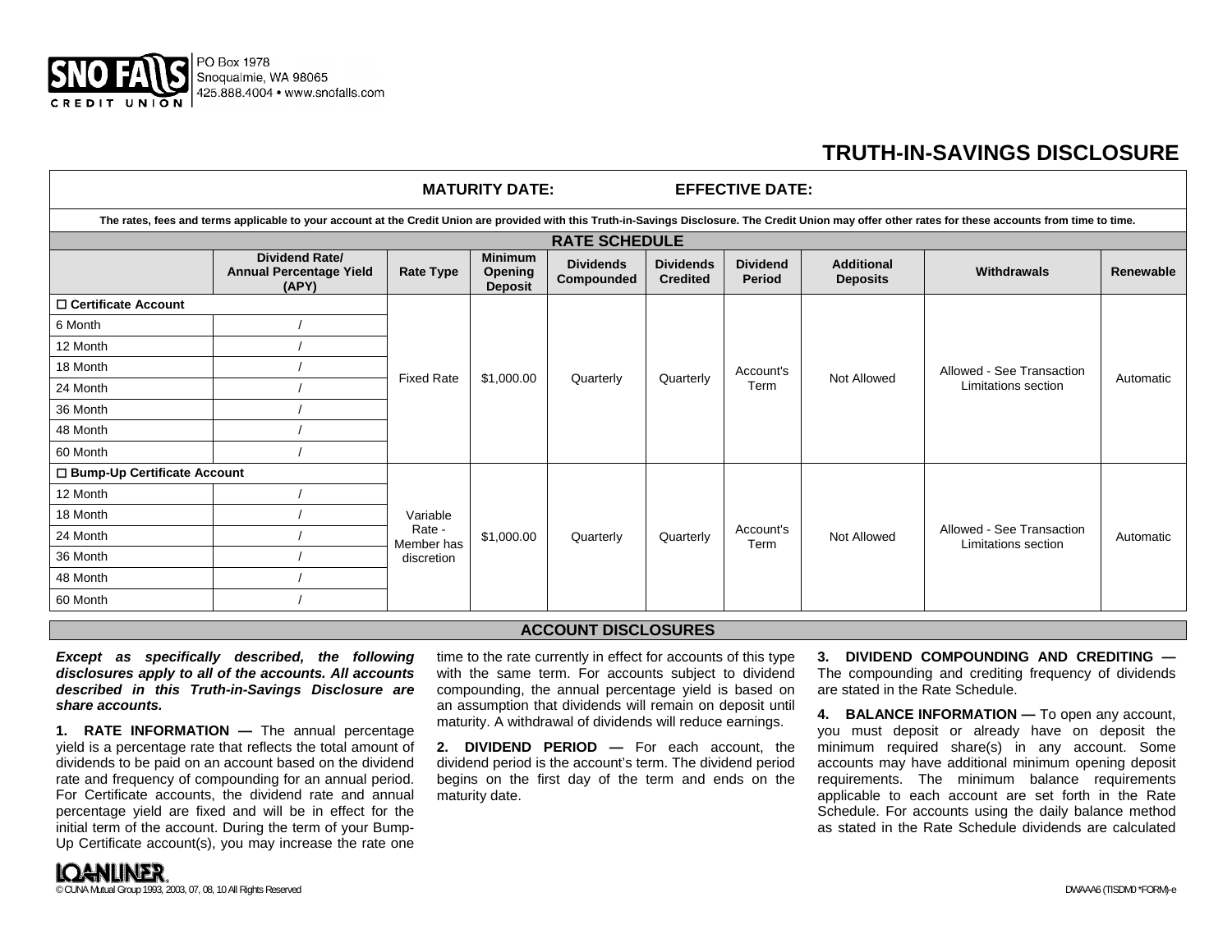SNO FALLS CREDIT UNION
PO Box 1978
Snoqualmie, WA 98065
425.888.4004 • www.snofalls.com

# TRUTH-IN-SAVINGS DISCLOSURE

**MATURITY DATE:** **EFFECTIVE DATE:**

**The rates, fees and terms applicable to your account at the Credit Union are provided with this Truth-in-Savings Disclosure. The Credit Union may offer other rates for these accounts from time to time.**

## RATE SCHEDULE

| | Dividend Rate/ Annual Percentage Yield (APY) | Rate Type | Minimum Opening Deposit | Dividends Compounded | Dividends Credited | Dividend Period | Additional Deposits | Withdrawals | Renewable |
|---|---|---|---|---|---|---|---|---|---|
| ☐ **Certificate Account** | | Fixed Rate | $1,000.00 | Quarterly | Quarterly | Account's Term | Not Allowed | Allowed - See Transaction Limitations section | Automatic |
| 6 Month | / | | | | | | | | |
| 12 Month | / | | | | | | | | |
| 18 Month | / | | | | | | | | |
| 24 Month | / | | | | | | | | |
| 36 Month | / | | | | | | | | |
| 48 Month | / | | | | | | | | |
| 60 Month | / | | | | | | | | |
| ☐ **Bump-Up Certificate Account** | | Variable Rate - Member has discretion | $1,000.00 | Quarterly | Quarterly | Account's Term | Not Allowed | Allowed - See Transaction Limitations section | Automatic |
| 12 Month | / | | | | | | | | |
| 18 Month | / | | | | | | | | |
| 24 Month | / | | | | | | | | |
| 36 Month | / | | | | | | | | |
| 48 Month | / | | | | | | | | |
| 60 Month | / | | | | | | | | |

## ACCOUNT DISCLOSURES

***Except as specifically described, the following disclosures apply to all of the accounts. All accounts described in this Truth-in-Savings Disclosure are share accounts.***

**1. RATE INFORMATION —** The annual percentage yield is a percentage rate that reflects the total amount of dividends to be paid on an account based on the dividend rate and frequency of compounding for an annual period. For Certificate accounts, the dividend rate and annual percentage yield are fixed and will be in effect for the initial term of the account. During the term of your Bump-Up Certificate account(s), you may increase the rate one time to the rate currently in effect for accounts of this type with the same term. For accounts subject to dividend compounding, the annual percentage yield is based on an assumption that dividends will remain on deposit until maturity. A withdrawal of dividends will reduce earnings.

**2. DIVIDEND PERIOD —** For each account, the dividend period is the account's term. The dividend period begins on the first day of the term and ends on the maturity date.

**3. DIVIDEND COMPOUNDING AND CREDITING —** The compounding and crediting frequency of dividends are stated in the Rate Schedule.

**4. BALANCE INFORMATION —** To open any account, you must deposit or already have on deposit the minimum required share(s) in any account. Some accounts may have additional minimum opening deposit requirements. The minimum balance requirements applicable to each account are set forth in the Rate Schedule. For accounts using the daily balance method as stated in the Rate Schedule dividends are calculated

LOANLINER
© CUNA Mutual Group 1993, 2003, 07, 08, 10 All Rights Reserved DWAAA6 (TISDM0 *FORM)-e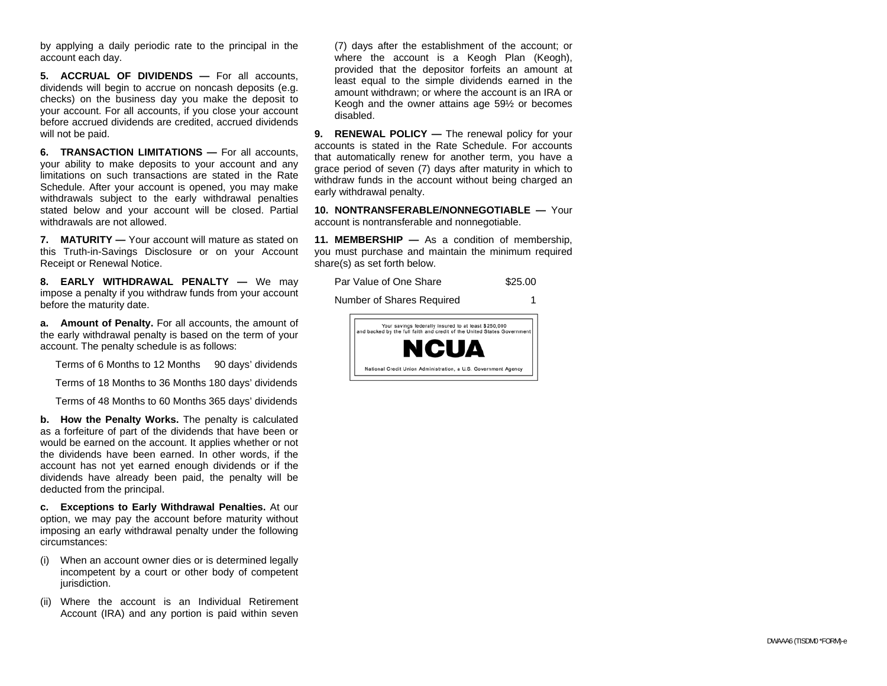by applying a daily periodic rate to the principal in the account each day.

**5. ACCRUAL OF DIVIDENDS —** For all accounts, dividends will begin to accrue on noncash deposits (e.g. checks) on the business day you make the deposit to your account. For all accounts, if you close your account before accrued dividends are credited, accrued dividends will not be paid.

**6. TRANSACTION LIMITATIONS —** For all accounts, your ability to make deposits to your account and any limitations on such transactions are stated in the Rate Schedule. After your account is opened, you may make withdrawals subject to the early withdrawal penalties stated below and your account will be closed. Partial withdrawals are not allowed.

**7. MATURITY —** Your account will mature as stated on this Truth-in-Savings Disclosure or on your Account Receipt or Renewal Notice.

**8. EARLY WITHDRAWAL PENALTY —** We may impose a penalty if you withdraw funds from your account before the maturity date.

**a. Amount of Penalty.** For all accounts, the amount of the early withdrawal penalty is based on the term of your account. The penalty schedule is as follows:

| | |
|---|---|
| Terms of 6 Months to 12 Months | 90 days' dividends |
| Terms of 18 Months to 36 Months | 180 days' dividends |
| Terms of 48 Months to 60 Months | 365 days' dividends |

**b. How the Penalty Works.** The penalty is calculated as a forfeiture of part of the dividends that have been or would be earned on the account. It applies whether or not the dividends have been earned. In other words, if the account has not yet earned enough dividends or if the dividends have already been paid, the penalty will be deducted from the principal.

**c. Exceptions to Early Withdrawal Penalties.** At our option, we may pay the account before maturity without imposing an early withdrawal penalty under the following circumstances:

(i) When an account owner dies or is determined legally incompetent by a court or other body of competent jurisdiction.

(ii) Where the account is an Individual Retirement Account (IRA) and any portion is paid within seven (7) days after the establishment of the account; or where the account is a Keogh Plan (Keogh), provided that the depositor forfeits an amount at least equal to the simple dividends earned in the amount withdrawn; or where the account is an IRA or Keogh and the owner attains age 59½ or becomes disabled.

**9. RENEWAL POLICY —** The renewal policy for your accounts is stated in the Rate Schedule. For accounts that automatically renew for another term, you have a grace period of seven (7) days after maturity in which to withdraw funds in the account without being charged an early withdrawal penalty.

**10. NONTRANSFERABLE/NONNEGOTIABLE —** Your account is nontransferable and nonnegotiable.

**11. MEMBERSHIP —** As a condition of membership, you must purchase and maintain the minimum required share(s) as set forth below.

| | |
|---|---|
| Par Value of One Share | $25.00 |
| Number of Shares Required | 1 |

Your savings federally insured to at least $250,000
and backed by the full faith and credit of the United States Government

**NCUA**

National Credit Union Administration, a U.S. Government Agency

DWAAA6 (TISDM0 *FORM)-e